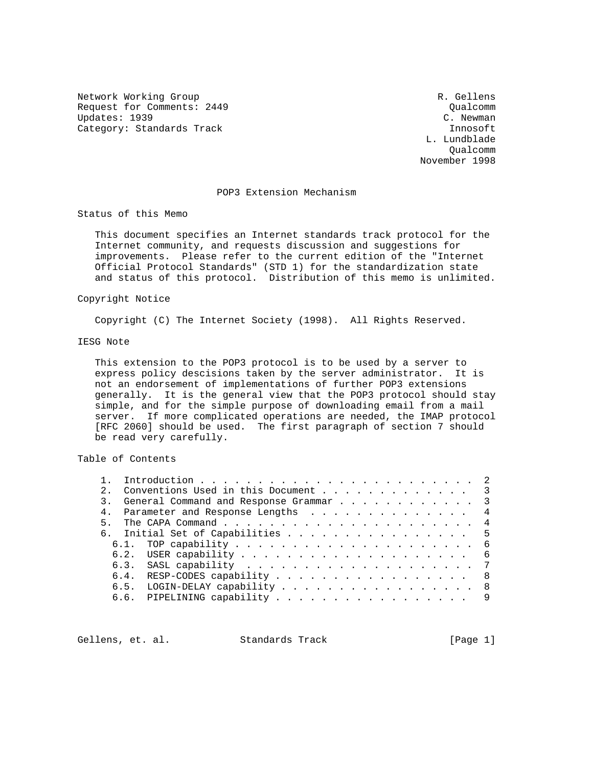Network Working Group R. Gellens
Request for Comments: 2449 Qualcomm
Updates: 1939 C. Newman
Category: Standards Track Innosoft
L. Lundblade
Qualcomm
November 1998

# POP3 Extension Mechanism

## Status of this Memo

This document specifies an Internet standards track protocol for the Internet community, and requests discussion and suggestions for improvements. Please refer to the current edition of the "Internet Official Protocol Standards" (STD 1) for the standardization state and status of this protocol. Distribution of this memo is unlimited.

## Copyright Notice

Copyright (C) The Internet Society (1998). All Rights Reserved.

## IESG Note

This extension to the POP3 protocol is to be used by a server to express policy descisions taken by the server administrator. It is not an endorsement of implementations of further POP3 extensions generally. It is the general view that the POP3 protocol should stay simple, and for the simple purpose of downloading email from a mail server. If more complicated operations are needed, the IMAP protocol [RFC 2060] should be used. The first paragraph of section 7 should be read very carefully.

## Table of Contents

```
    1.  Introduction . . . . . . . . . . . . . . . . . . . . . . . .  2
    2.  Conventions Used in this Document . . . . . . . . . . . . .  3
    3.  General Command and Response Grammar . . . . . . . . . . . .  3
    4.  Parameter and Response Lengths  . . . . . . . . . . . . . .  4
    5.  The CAPA Command . . . . . . . . . . . . . . . . . . . . . .  4
    6.  Initial Set of Capabilities . . . . . . . . . . . . . . . .  5
      6.1.  TOP capability . . . . . . . . . . . . . . . . . . . . .  6
      6.2.  USER capability . . . . . . . . . . . . . . . . . . . .  6
      6.3.  SASL capability  . . . . . . . . . . . . . . . . . . . .  7
      6.4.  RESP-CODES capability . . . . . . . . . . . . . . . . .  8
      6.5.  LOGIN-DELAY capability . . . . . . . . . . . . . . . . .  8
      6.6.  PIPELINING capability . . . . . . . . . . . . . . . . .  9
```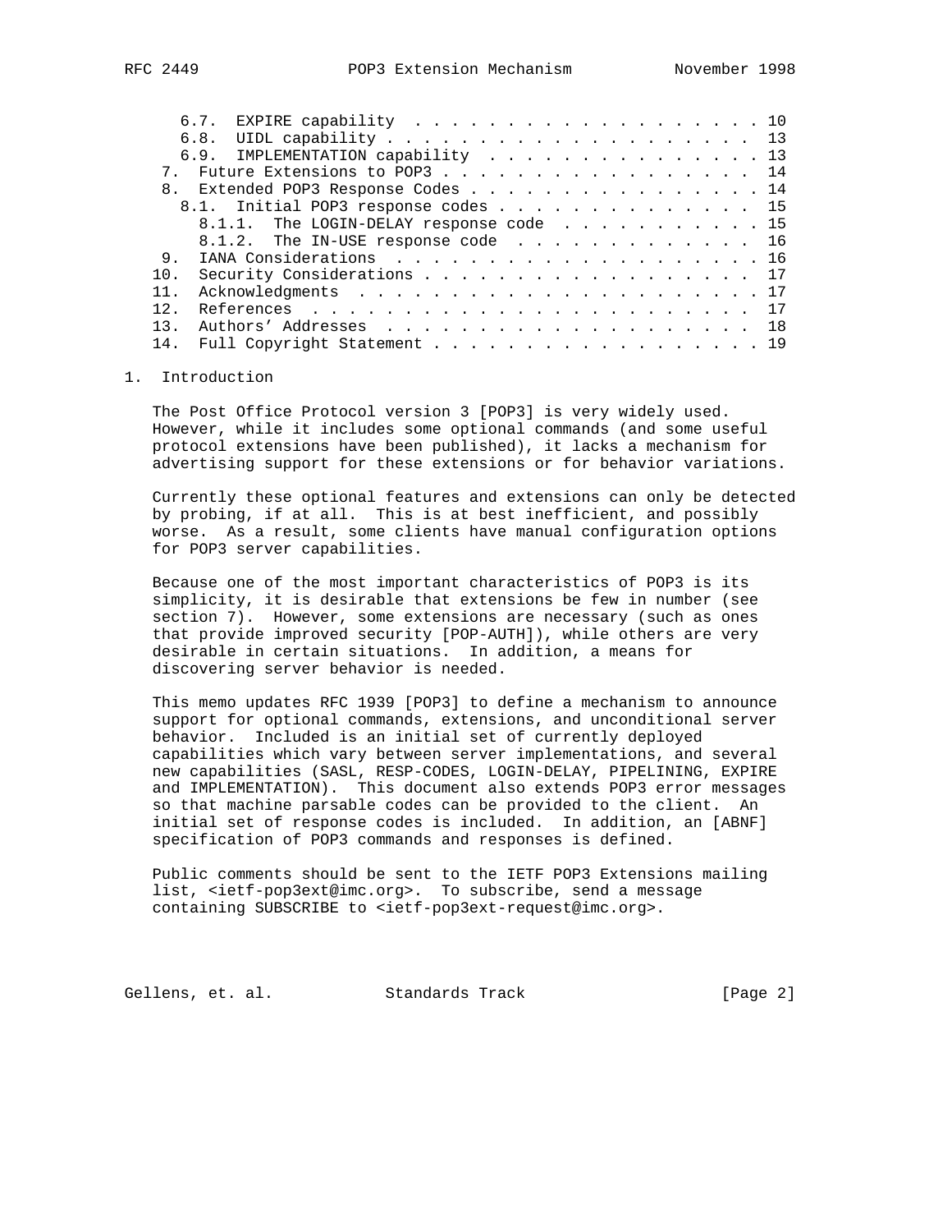6.7. EXPIRE capability . . . . . . . . . . . . . . . . . . . . 10
6.8. UIDL capability . . . . . . . . . . . . . . . . . . . . . 13
6.9. IMPLEMENTATION capability . . . . . . . . . . . . . . . . 13
7. Future Extensions to POP3 . . . . . . . . . . . . . . . . . . 14
8. Extended POP3 Response Codes . . . . . . . . . . . . . . . . 14
8.1. Initial POP3 response codes . . . . . . . . . . . . . . . 15
8.1.1. The LOGIN-DELAY response code . . . . . . . . . . . . 15
8.1.2. The IN-USE response code . . . . . . . . . . . . . . 16
9. IANA Considerations . . . . . . . . . . . . . . . . . . . . . 16
10. Security Considerations . . . . . . . . . . . . . . . . . . . 17
11. Acknowledgments . . . . . . . . . . . . . . . . . . . . . . . 17
12. References . . . . . . . . . . . . . . . . . . . . . . . . . 17
13. Authors' Addresses . . . . . . . . . . . . . . . . . . . . . 18
14. Full Copyright Statement . . . . . . . . . . . . . . . . . . . 19

# 1. Introduction

The Post Office Protocol version 3 [POP3] is very widely used. However, while it includes some optional commands (and some useful protocol extensions have been published), it lacks a mechanism for advertising support for these extensions or for behavior variations.

Currently these optional features and extensions can only be detected by probing, if at all. This is at best inefficient, and possibly worse. As a result, some clients have manual configuration options for POP3 server capabilities.

Because one of the most important characteristics of POP3 is its simplicity, it is desirable that extensions be few in number (see section 7). However, some extensions are necessary (such as ones that provide improved security [POP-AUTH]), while others are very desirable in certain situations. In addition, a means for discovering server behavior is needed.

This memo updates RFC 1939 [POP3] to define a mechanism to announce support for optional commands, extensions, and unconditional server behavior. Included is an initial set of currently deployed capabilities which vary between server implementations, and several new capabilities (SASL, RESP-CODES, LOGIN-DELAY, PIPELINING, EXPIRE and IMPLEMENTATION). This document also extends POP3 error messages so that machine parsable codes can be provided to the client. An initial set of response codes is included. In addition, an [ABNF] specification of POP3 commands and responses is defined.

Public comments should be sent to the IETF POP3 Extensions mailing list, <ietf-pop3ext@imc.org>. To subscribe, send a message containing SUBSCRIBE to <ietf-pop3ext-request@imc.org>.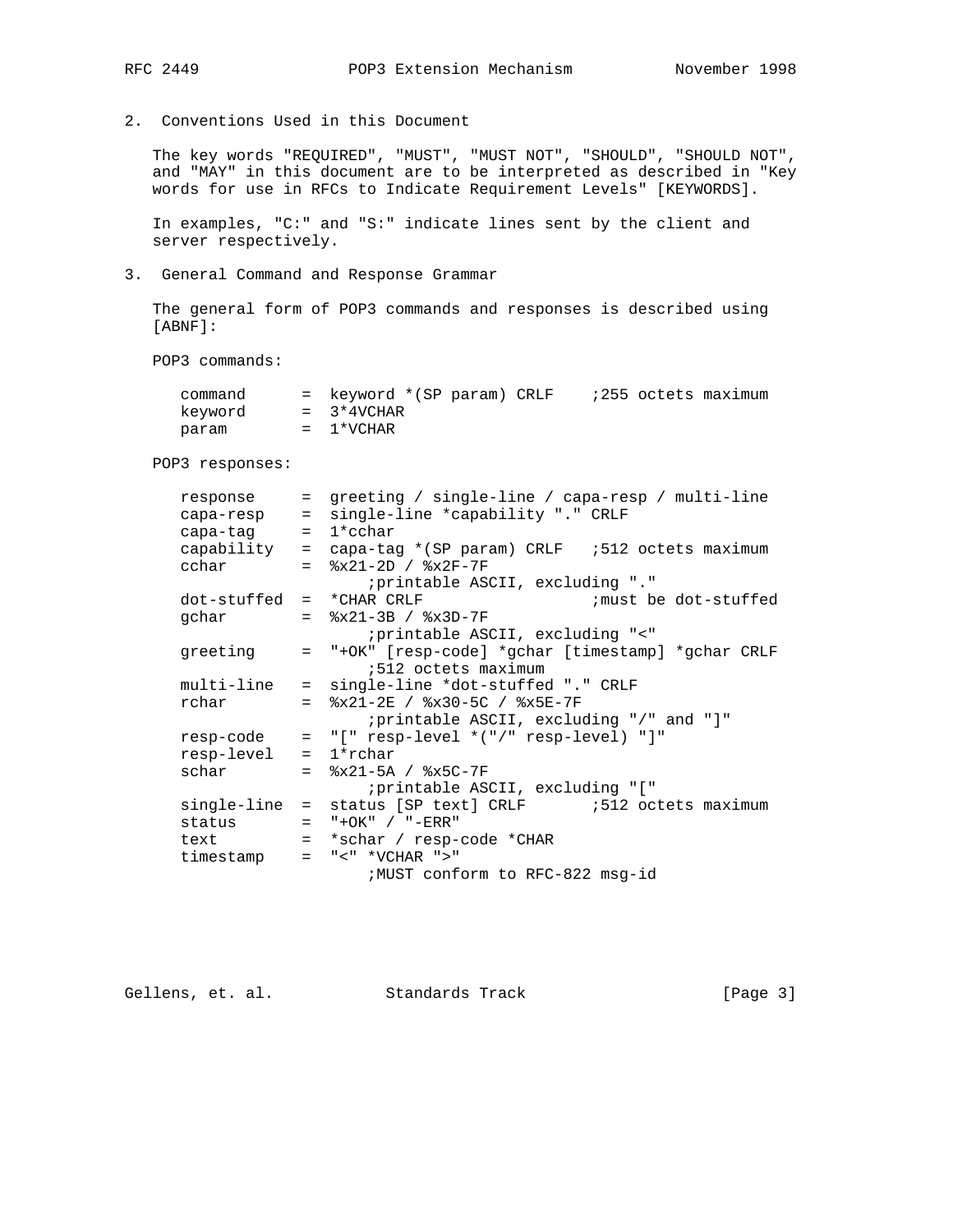## 2. Conventions Used in this Document

The key words "REQUIRED", "MUST", "MUST NOT", "SHOULD", "SHOULD NOT", and "MAY" in this document are to be interpreted as described in "Key words for use in RFCs to Indicate Requirement Levels" [KEYWORDS].

In examples, "C:" and "S:" indicate lines sent by the client and server respectively.

## 3. General Command and Response Grammar

The general form of POP3 commands and responses is described using [ABNF]:

POP3 commands:

```
   command      =  keyword *(SP param) CRLF    ;255 octets maximum
   keyword      =  3*4VCHAR
   param        =  1*VCHAR
```

POP3 responses:

```
   response     =  greeting / single-line / capa-resp / multi-line
   capa-resp    =  single-line *capability "." CRLF
   capa-tag     =  1*cchar
   capability   =  capa-tag *(SP param) CRLF   ;512 octets maximum
   cchar        =  %x21-2D / %x2F-7F
                       ;printable ASCII, excluding "."
   dot-stuffed  =  *CHAR CRLF                  ;must be dot-stuffed
   gchar        =  %x21-3B / %x3D-7F
                       ;printable ASCII, excluding "<"
   greeting     =  "+OK" [resp-code] *gchar [timestamp] *gchar CRLF
                       ;512 octets maximum
   multi-line   =  single-line *dot-stuffed "." CRLF
   rchar        =  %x21-2E / %x30-5C / %x5E-7F
                       ;printable ASCII, excluding "/" and "]"
   resp-code    =  "[" resp-level *("/" resp-level) "]"
   resp-level   =  1*rchar
   schar        =  %x21-5A / %x5C-7F
                       ;printable ASCII, excluding "["
   single-line  =  status [SP text] CRLF       ;512 octets maximum
   status       =  "+OK" / "-ERR"
   text         =  *schar / resp-code *CHAR
   timestamp    =  "<" *VCHAR ">"
                       ;MUST conform to RFC-822 msg-id
```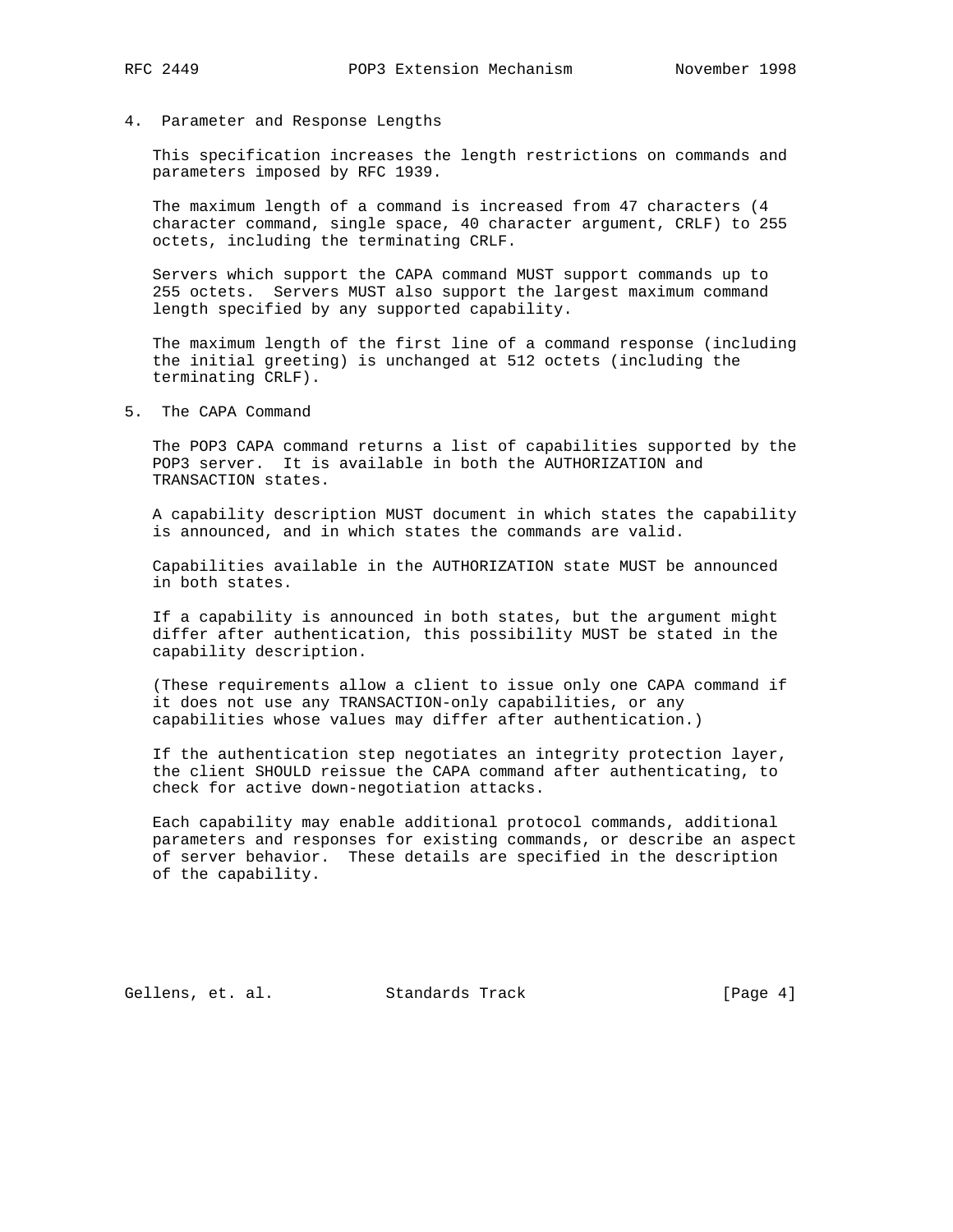## 4. Parameter and Response Lengths

This specification increases the length restrictions on commands and parameters imposed by RFC 1939.

The maximum length of a command is increased from 47 characters (4 character command, single space, 40 character argument, CRLF) to 255 octets, including the terminating CRLF.

Servers which support the CAPA command MUST support commands up to 255 octets. Servers MUST also support the largest maximum command length specified by any supported capability.

The maximum length of the first line of a command response (including the initial greeting) is unchanged at 512 octets (including the terminating CRLF).

## 5. The CAPA Command

The POP3 CAPA command returns a list of capabilities supported by the POP3 server. It is available in both the AUTHORIZATION and TRANSACTION states.

A capability description MUST document in which states the capability is announced, and in which states the commands are valid.

Capabilities available in the AUTHORIZATION state MUST be announced in both states.

If a capability is announced in both states, but the argument might differ after authentication, this possibility MUST be stated in the capability description.

(These requirements allow a client to issue only one CAPA command if it does not use any TRANSACTION-only capabilities, or any capabilities whose values may differ after authentication.)

If the authentication step negotiates an integrity protection layer, the client SHOULD reissue the CAPA command after authenticating, to check for active down-negotiation attacks.

Each capability may enable additional protocol commands, additional parameters and responses for existing commands, or describe an aspect of server behavior. These details are specified in the description of the capability.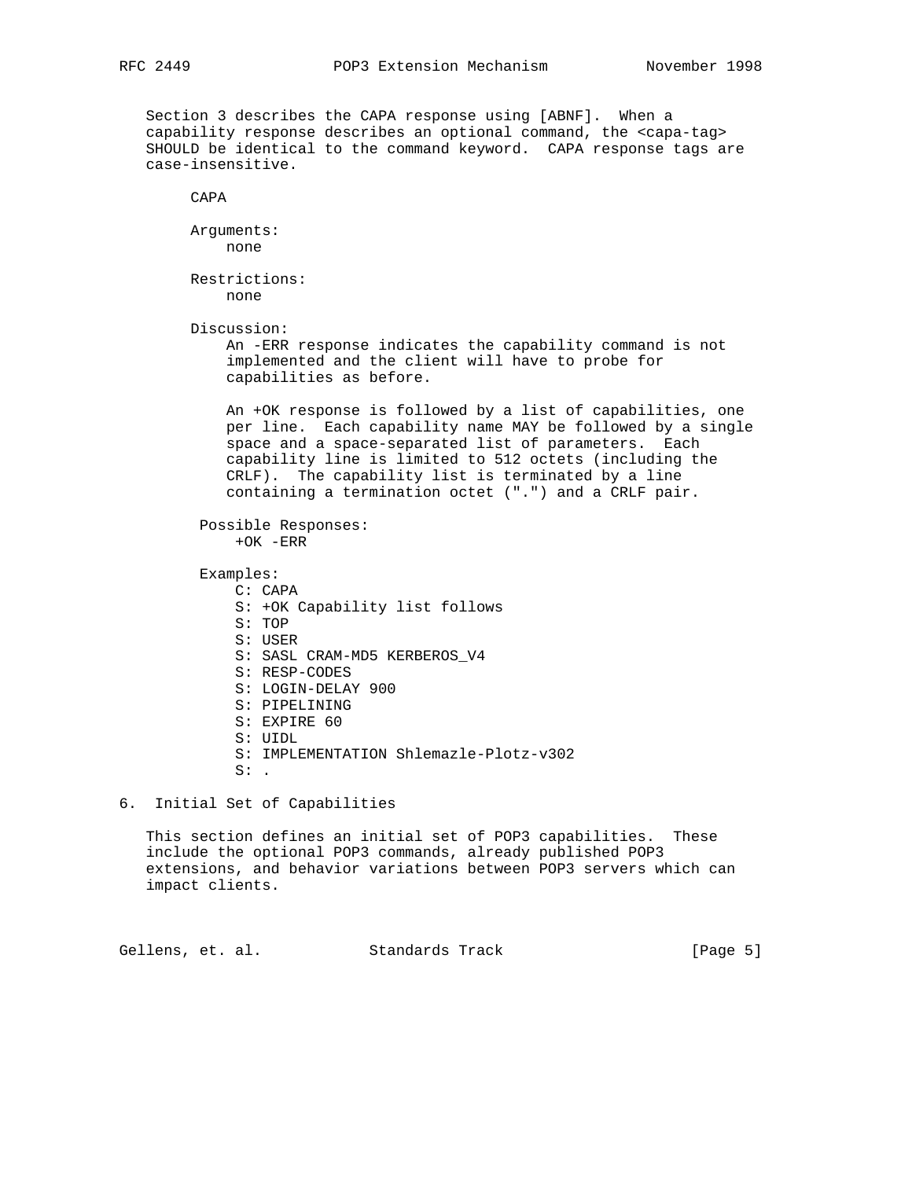Section 3 describes the CAPA response using [ABNF]. When a capability response describes an optional command, the <capa-tag> SHOULD be identical to the command keyword. CAPA response tags are case-insensitive.

CAPA

Arguments:
none

Restrictions:
none

Discussion:
An -ERR response indicates the capability command is not implemented and the client will have to probe for capabilities as before.

An +OK response is followed by a list of capabilities, one per line. Each capability name MAY be followed by a single space and a space-separated list of parameters. Each capability line is limited to 512 octets (including the CRLF). The capability list is terminated by a line containing a termination octet (".") and a CRLF pair.

Possible Responses:
+OK -ERR

Examples:

```
C: CAPA
S: +OK Capability list follows
S: TOP
S: USER
S: SASL CRAM-MD5 KERBEROS_V4
S: RESP-CODES
S: LOGIN-DELAY 900
S: PIPELINING
S: EXPIRE 60
S: UIDL
S: IMPLEMENTATION Shlemazle-Plotz-v302
S: .
```

## 6. Initial Set of Capabilities

This section defines an initial set of POP3 capabilities. These include the optional POP3 commands, already published POP3 extensions, and behavior variations between POP3 servers which can impact clients.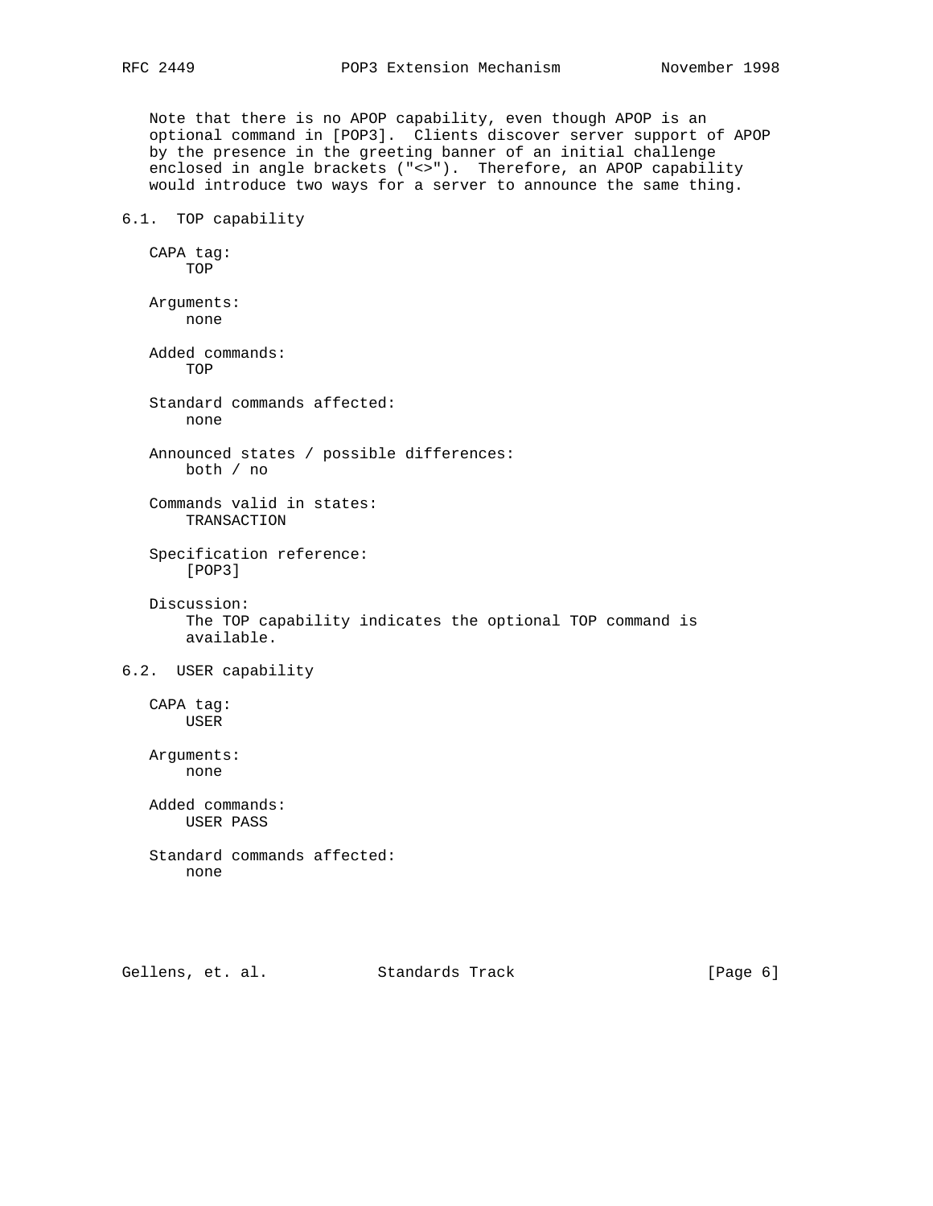Note that there is no APOP capability, even though APOP is an optional command in [POP3]. Clients discover server support of APOP by the presence in the greeting banner of an initial challenge enclosed in angle brackets ("<>"). Therefore, an APOP capability would introduce two ways for a server to announce the same thing.

## 6.1. TOP capability

CAPA tag:
    TOP

Arguments:
    none

Added commands:
    TOP

Standard commands affected:
    none

Announced states / possible differences:
    both / no

Commands valid in states:
    TRANSACTION

Specification reference:
    [POP3]

Discussion:
    The TOP capability indicates the optional TOP command is available.

## 6.2. USER capability

CAPA tag:
    USER

Arguments:
    none

Added commands:
    USER PASS

Standard commands affected:
    none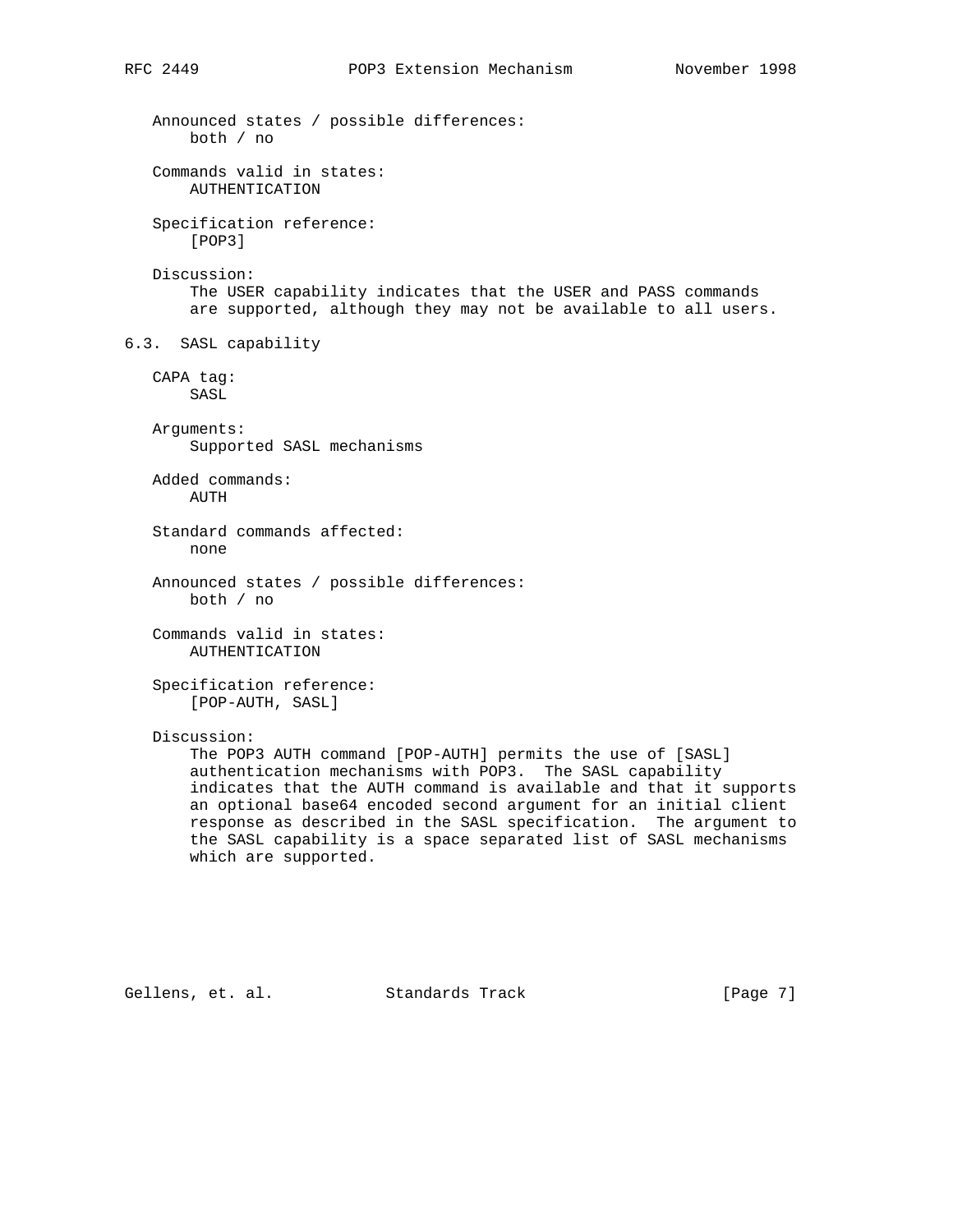Announced states / possible differences:
    both / no

Commands valid in states:
    AUTHENTICATION

Specification reference:
    [POP3]

Discussion:
    The USER capability indicates that the USER and PASS commands are supported, although they may not be available to all users.

## 6.3. SASL capability

CAPA tag:
    SASL

Arguments:
    Supported SASL mechanisms

Added commands:
    AUTH

Standard commands affected:
    none

Announced states / possible differences:
    both / no

Commands valid in states:
    AUTHENTICATION

Specification reference:
    [POP-AUTH, SASL]

Discussion:
    The POP3 AUTH command [POP-AUTH] permits the use of [SASL] authentication mechanisms with POP3. The SASL capability indicates that the AUTH command is available and that it supports an optional base64 encoded second argument for an initial client response as described in the SASL specification. The argument to the SASL capability is a space separated list of SASL mechanisms which are supported.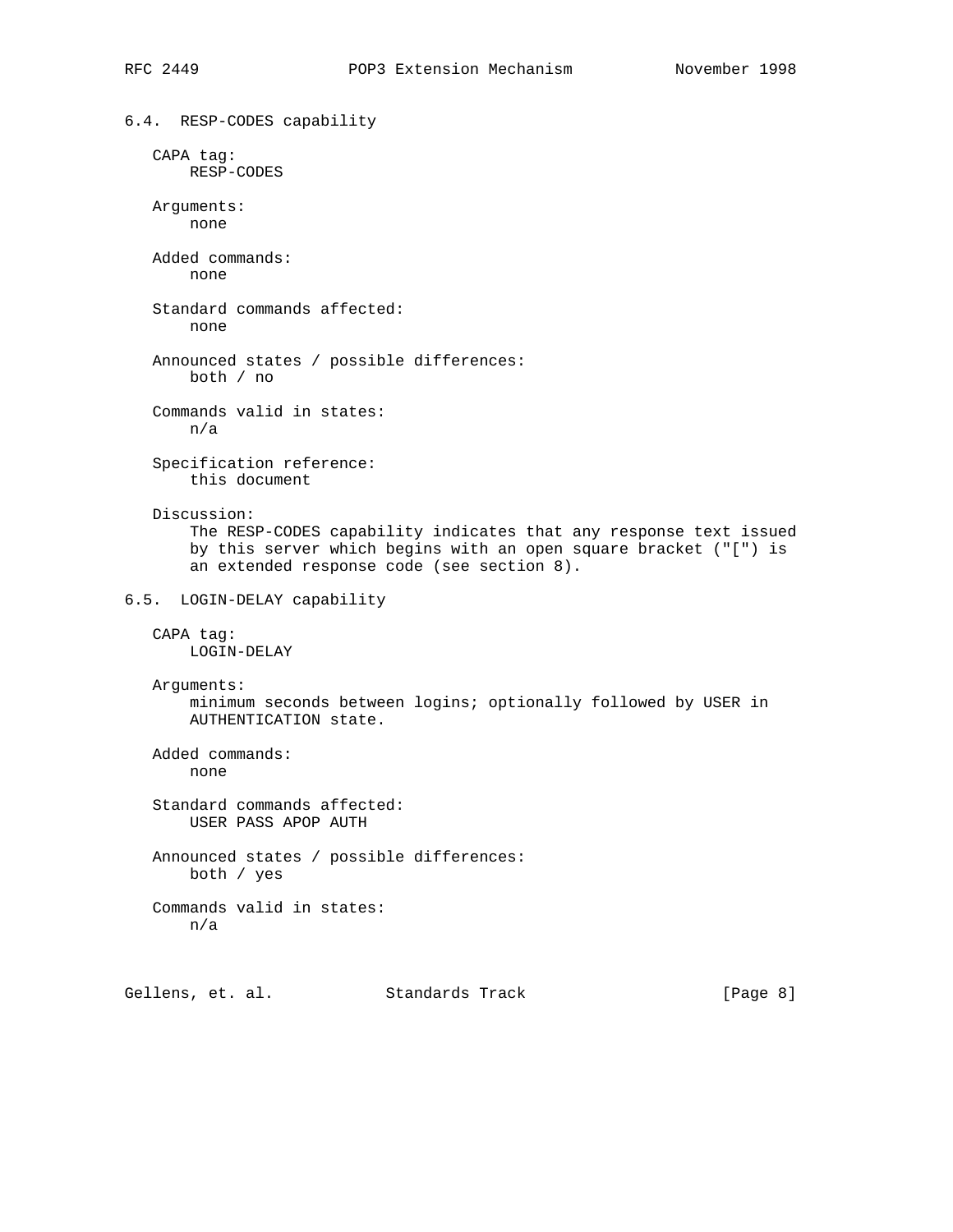### 6.4. RESP-CODES capability

CAPA tag:
    RESP-CODES

Arguments:
    none

Added commands:
    none

Standard commands affected:
    none

Announced states / possible differences:
    both / no

Commands valid in states:
    n/a

Specification reference:
    this document

Discussion:
    The RESP-CODES capability indicates that any response text issued by this server which begins with an open square bracket ("[") is an extended response code (see section 8).

### 6.5. LOGIN-DELAY capability

CAPA tag:
    LOGIN-DELAY

Arguments:
    minimum seconds between logins; optionally followed by USER in AUTHENTICATION state.

Added commands:
    none

Standard commands affected:
    USER PASS APOP AUTH

Announced states / possible differences:
    both / yes

Commands valid in states:
    n/a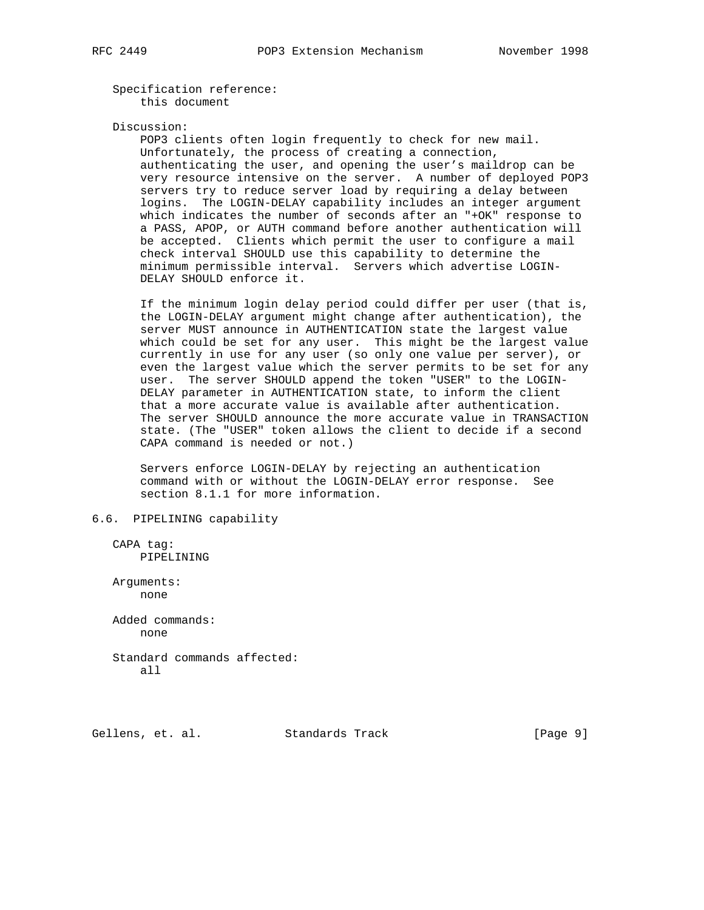Specification reference:
this document

Discussion:
POP3 clients often login frequently to check for new mail. Unfortunately, the process of creating a connection, authenticating the user, and opening the user's maildrop can be very resource intensive on the server. A number of deployed POP3 servers try to reduce server load by requiring a delay between logins. The LOGIN-DELAY capability includes an integer argument which indicates the number of seconds after an "+OK" response to a PASS, APOP, or AUTH command before another authentication will be accepted. Clients which permit the user to configure a mail check interval SHOULD use this capability to determine the minimum permissible interval. Servers which advertise LOGIN-DELAY SHOULD enforce it.

If the minimum login delay period could differ per user (that is, the LOGIN-DELAY argument might change after authentication), the server MUST announce in AUTHENTICATION state the largest value which could be set for any user. This might be the largest value currently in use for any user (so only one value per server), or even the largest value which the server permits to be set for any user. The server SHOULD append the token "USER" to the LOGIN-DELAY parameter in AUTHENTICATION state, to inform the client that a more accurate value is available after authentication. The server SHOULD announce the more accurate value in TRANSACTION state. (The "USER" token allows the client to decide if a second CAPA command is needed or not.)

Servers enforce LOGIN-DELAY by rejecting an authentication command with or without the LOGIN-DELAY error response. See section 8.1.1 for more information.

## 6.6. PIPELINING capability

CAPA tag:
PIPELINING

Arguments:
none

Added commands:
none

Standard commands affected:
all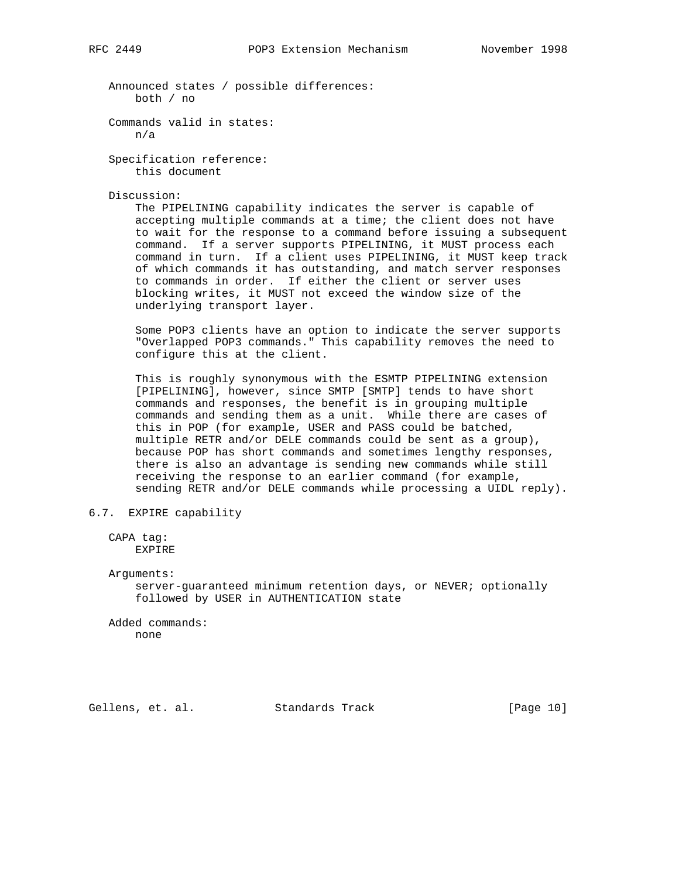Announced states / possible differences:
both / no

Commands valid in states:
n/a

Specification reference:
this document

Discussion:
The PIPELINING capability indicates the server is capable of accepting multiple commands at a time; the client does not have to wait for the response to a command before issuing a subsequent command. If a server supports PIPELINING, it MUST process each command in turn. If a client uses PIPELINING, it MUST keep track of which commands it has outstanding, and match server responses to commands in order. If either the client or server uses blocking writes, it MUST not exceed the window size of the underlying transport layer.

Some POP3 clients have an option to indicate the server supports "Overlapped POP3 commands." This capability removes the need to configure this at the client.

This is roughly synonymous with the ESMTP PIPELINING extension [PIPELINING], however, since SMTP [SMTP] tends to have short commands and responses, the benefit is in grouping multiple commands and sending them as a unit. While there are cases of this in POP (for example, USER and PASS could be batched, multiple RETR and/or DELE commands could be sent as a group), because POP has short commands and sometimes lengthy responses, there is also an advantage is sending new commands while still receiving the response to an earlier command (for example, sending RETR and/or DELE commands while processing a UIDL reply).

## 6.7. EXPIRE capability

CAPA tag:
EXPIRE

Arguments:
server-guaranteed minimum retention days, or NEVER; optionally followed by USER in AUTHENTICATION state

Added commands:
none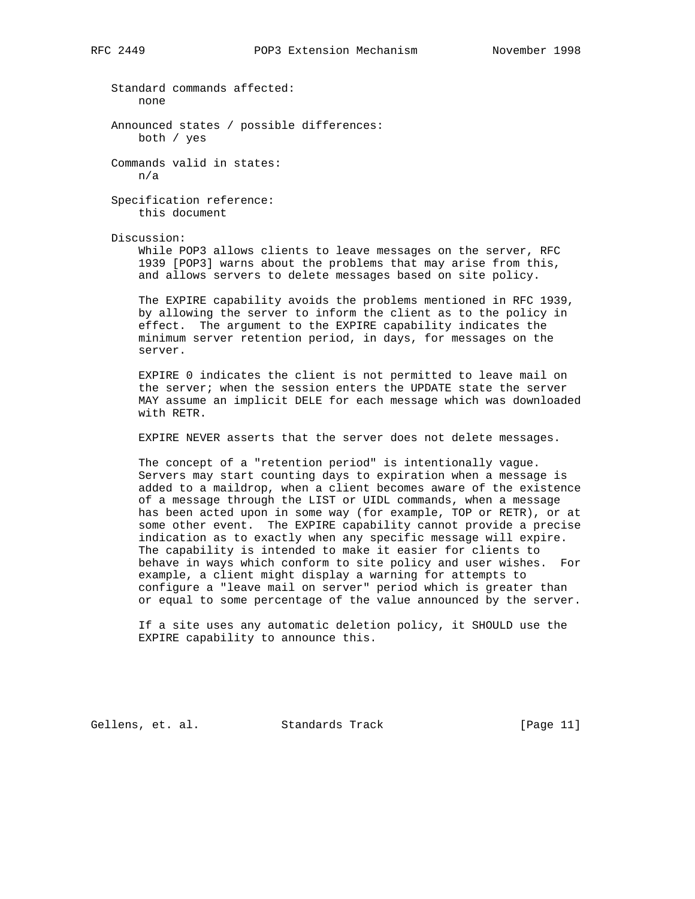Standard commands affected:
none

Announced states / possible differences:
both / yes

Commands valid in states:
n/a

Specification reference:
this document

Discussion:

While POP3 allows clients to leave messages on the server, RFC 1939 [POP3] warns about the problems that may arise from this, and allows servers to delete messages based on site policy.

The EXPIRE capability avoids the problems mentioned in RFC 1939, by allowing the server to inform the client as to the policy in effect. The argument to the EXPIRE capability indicates the minimum server retention period, in days, for messages on the server.

EXPIRE 0 indicates the client is not permitted to leave mail on the server; when the session enters the UPDATE state the server MAY assume an implicit DELE for each message which was downloaded with RETR.

EXPIRE NEVER asserts that the server does not delete messages.

The concept of a "retention period" is intentionally vague. Servers may start counting days to expiration when a message is added to a maildrop, when a client becomes aware of the existence of a message through the LIST or UIDL commands, when a message has been acted upon in some way (for example, TOP or RETR), or at some other event. The EXPIRE capability cannot provide a precise indication as to exactly when any specific message will expire. The capability is intended to make it easier for clients to behave in ways which conform to site policy and user wishes. For example, a client might display a warning for attempts to configure a "leave mail on server" period which is greater than or equal to some percentage of the value announced by the server.

If a site uses any automatic deletion policy, it SHOULD use the EXPIRE capability to announce this.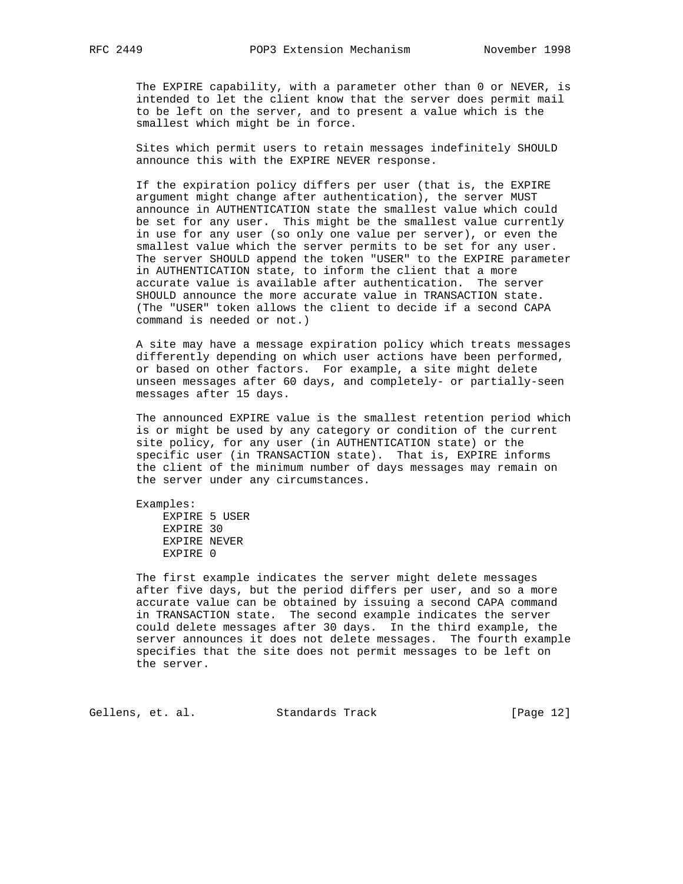The EXPIRE capability, with a parameter other than 0 or NEVER, is intended to let the client know that the server does permit mail to be left on the server, and to present a value which is the smallest which might be in force.

Sites which permit users to retain messages indefinitely SHOULD announce this with the EXPIRE NEVER response.

If the expiration policy differs per user (that is, the EXPIRE argument might change after authentication), the server MUST announce in AUTHENTICATION state the smallest value which could be set for any user. This might be the smallest value currently in use for any user (so only one value per server), or even the smallest value which the server permits to be set for any user. The server SHOULD append the token "USER" to the EXPIRE parameter in AUTHENTICATION state, to inform the client that a more accurate value is available after authentication. The server SHOULD announce the more accurate value in TRANSACTION state. (The "USER" token allows the client to decide if a second CAPA command is needed or not.)

A site may have a message expiration policy which treats messages differently depending on which user actions have been performed, or based on other factors. For example, a site might delete unseen messages after 60 days, and completely- or partially-seen messages after 15 days.

The announced EXPIRE value is the smallest retention period which is or might be used by any category or condition of the current site policy, for any user (in AUTHENTICATION state) or the specific user (in TRANSACTION state). That is, EXPIRE informs the client of the minimum number of days messages may remain on the server under any circumstances.

Examples:

```
    EXPIRE 5 USER
    EXPIRE 30
    EXPIRE NEVER
    EXPIRE 0
```

The first example indicates the server might delete messages after five days, but the period differs per user, and so a more accurate value can be obtained by issuing a second CAPA command in TRANSACTION state. The second example indicates the server could delete messages after 30 days. In the third example, the server announces it does not delete messages. The fourth example specifies that the site does not permit messages to be left on the server.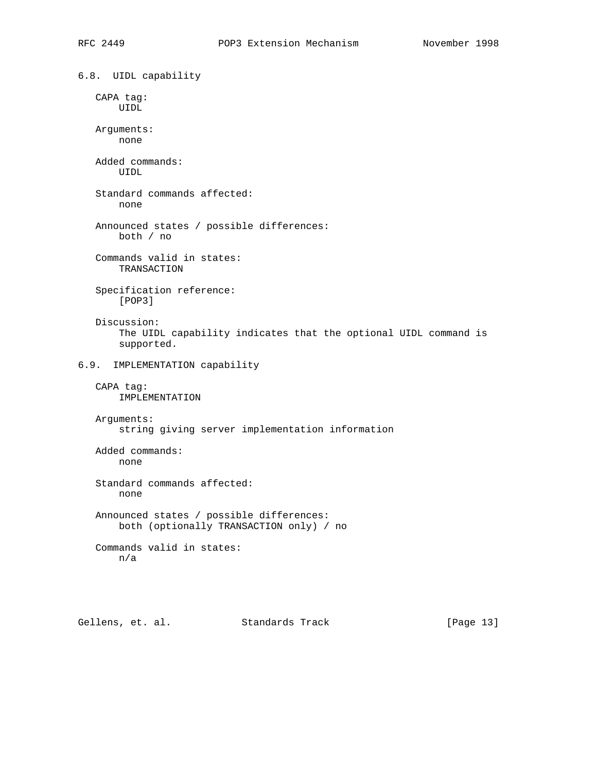## 6.8. UIDL capability

CAPA tag:
    UIDL

Arguments:
    none

Added commands:
    UIDL

Standard commands affected:
    none

Announced states / possible differences:
    both / no

Commands valid in states:
    TRANSACTION

Specification reference:
    [POP3]

Discussion:
    The UIDL capability indicates that the optional UIDL command is supported.

## 6.9. IMPLEMENTATION capability

CAPA tag:
    IMPLEMENTATION

Arguments:
    string giving server implementation information

Added commands:
    none

Standard commands affected:
    none

Announced states / possible differences:
    both (optionally TRANSACTION only) / no

Commands valid in states:
    n/a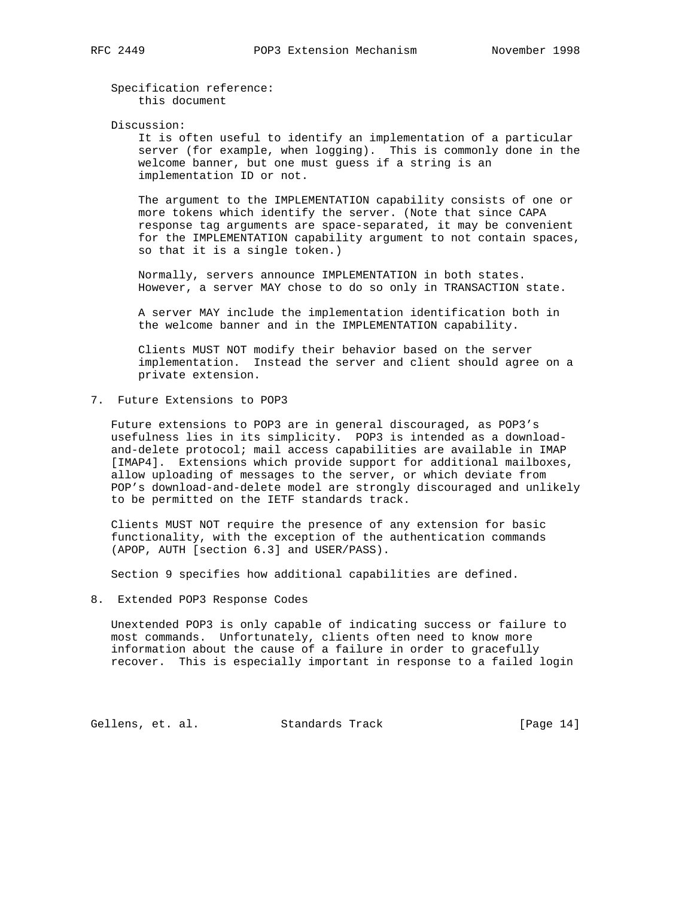Specification reference:
this document

Discussion:
It is often useful to identify an implementation of a particular server (for example, when logging). This is commonly done in the welcome banner, but one must guess if a string is an implementation ID or not.

The argument to the IMPLEMENTATION capability consists of one or more tokens which identify the server. (Note that since CAPA response tag arguments are space-separated, it may be convenient for the IMPLEMENTATION capability argument to not contain spaces, so that it is a single token.)

Normally, servers announce IMPLEMENTATION in both states. However, a server MAY chose to do so only in TRANSACTION state.

A server MAY include the implementation identification both in the welcome banner and in the IMPLEMENTATION capability.

Clients MUST NOT modify their behavior based on the server implementation. Instead the server and client should agree on a private extension.

## 7. Future Extensions to POP3

Future extensions to POP3 are in general discouraged, as POP3's usefulness lies in its simplicity. POP3 is intended as a download-and-delete protocol; mail access capabilities are available in IMAP [IMAP4]. Extensions which provide support for additional mailboxes, allow uploading of messages to the server, or which deviate from POP's download-and-delete model are strongly discouraged and unlikely to be permitted on the IETF standards track.

Clients MUST NOT require the presence of any extension for basic functionality, with the exception of the authentication commands (APOP, AUTH [section 6.3] and USER/PASS).

Section 9 specifies how additional capabilities are defined.

## 8. Extended POP3 Response Codes

Unextended POP3 is only capable of indicating success or failure to most commands. Unfortunately, clients often need to know more information about the cause of a failure in order to gracefully recover. This is especially important in response to a failed login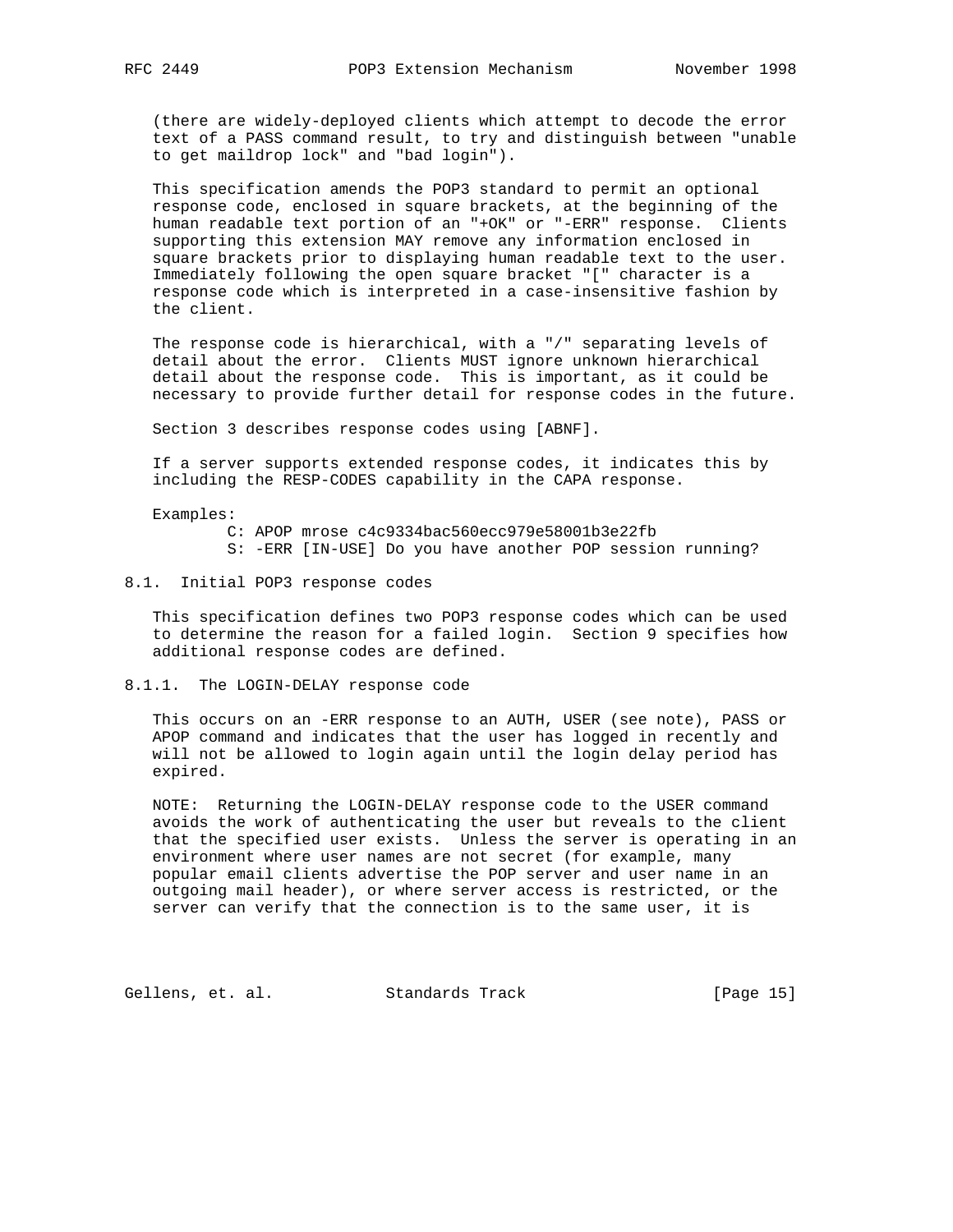(there are widely-deployed clients which attempt to decode the error text of a PASS command result, to try and distinguish between "unable to get maildrop lock" and "bad login").

This specification amends the POP3 standard to permit an optional response code, enclosed in square brackets, at the beginning of the human readable text portion of an "+OK" or "-ERR" response. Clients supporting this extension MAY remove any information enclosed in square brackets prior to displaying human readable text to the user. Immediately following the open square bracket "[" character is a response code which is interpreted in a case-insensitive fashion by the client.

The response code is hierarchical, with a "/" separating levels of detail about the error. Clients MUST ignore unknown hierarchical detail about the response code. This is important, as it could be necessary to provide further detail for response codes in the future.

Section 3 describes response codes using [ABNF].

If a server supports extended response codes, it indicates this by including the RESP-CODES capability in the CAPA response.

Examples:

```
C: APOP mrose c4c9334bac560ecc979e58001b3e22fb
S: -ERR [IN-USE] Do you have another POP session running?
```

### 8.1. Initial POP3 response codes

This specification defines two POP3 response codes which can be used to determine the reason for a failed login. Section 9 specifies how additional response codes are defined.

#### 8.1.1. The LOGIN-DELAY response code

This occurs on an -ERR response to an AUTH, USER (see note), PASS or APOP command and indicates that the user has logged in recently and will not be allowed to login again until the login delay period has expired.

NOTE: Returning the LOGIN-DELAY response code to the USER command avoids the work of authenticating the user but reveals to the client that the specified user exists. Unless the server is operating in an environment where user names are not secret (for example, many popular email clients advertise the POP server and user name in an outgoing mail header), or where server access is restricted, or the server can verify that the connection is to the same user, it is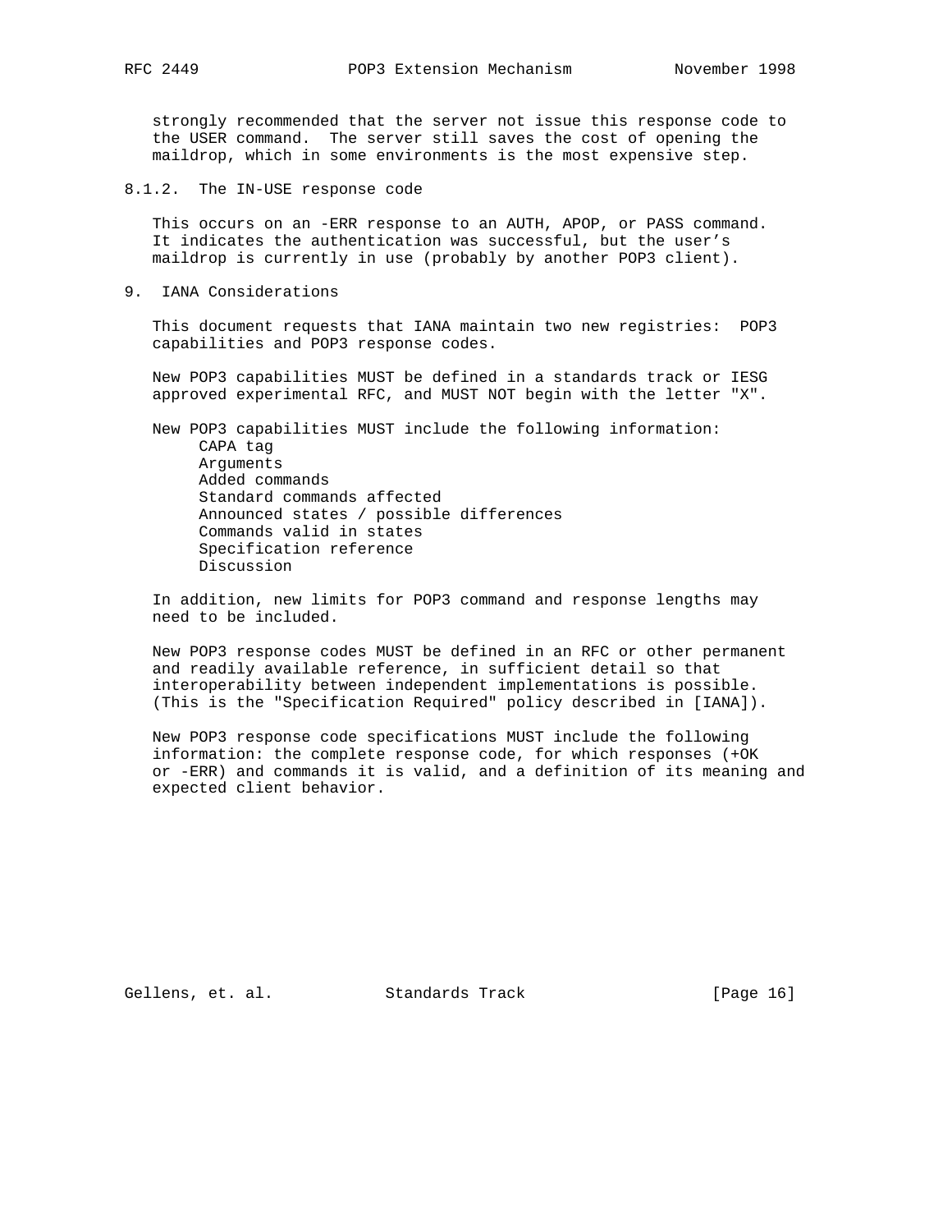strongly recommended that the server not issue this response code to the USER command. The server still saves the cost of opening the maildrop, which in some environments is the most expensive step.

### 8.1.2. The IN-USE response code

This occurs on an -ERR response to an AUTH, APOP, or PASS command. It indicates the authentication was successful, but the user's maildrop is currently in use (probably by another POP3 client).

## 9. IANA Considerations

This document requests that IANA maintain two new registries: POP3 capabilities and POP3 response codes.

New POP3 capabilities MUST be defined in a standards track or IESG approved experimental RFC, and MUST NOT begin with the letter "X".

New POP3 capabilities MUST include the following information:

- CAPA tag
- Arguments
- Added commands
- Standard commands affected
- Announced states / possible differences
- Commands valid in states
- Specification reference
- Discussion

In addition, new limits for POP3 command and response lengths may need to be included.

New POP3 response codes MUST be defined in an RFC or other permanent and readily available reference, in sufficient detail so that interoperability between independent implementations is possible. (This is the "Specification Required" policy described in [IANA]).

New POP3 response code specifications MUST include the following information: the complete response code, for which responses (+OK or -ERR) and commands it is valid, and a definition of its meaning and expected client behavior.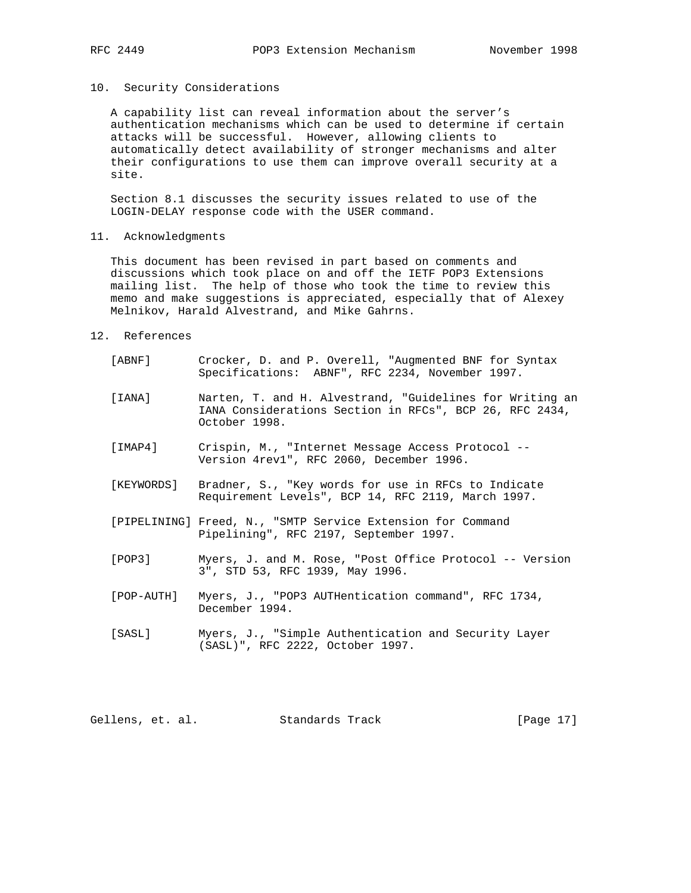## 10. Security Considerations

A capability list can reveal information about the server's authentication mechanisms which can be used to determine if certain attacks will be successful. However, allowing clients to automatically detect availability of stronger mechanisms and alter their configurations to use them can improve overall security at a site.

Section 8.1 discusses the security issues related to use of the LOGIN-DELAY response code with the USER command.

## 11. Acknowledgments

This document has been revised in part based on comments and discussions which took place on and off the IETF POP3 Extensions mailing list. The help of those who took the time to review this memo and make suggestions is appreciated, especially that of Alexey Melnikov, Harald Alvestrand, and Mike Gahrns.

## 12. References

[ABNF] Crocker, D. and P. Overell, "Augmented BNF for Syntax Specifications: ABNF", RFC 2234, November 1997.

[IANA] Narten, T. and H. Alvestrand, "Guidelines for Writing an IANA Considerations Section in RFCs", BCP 26, RFC 2434, October 1998.

[IMAP4] Crispin, M., "Internet Message Access Protocol -- Version 4rev1", RFC 2060, December 1996.

[KEYWORDS] Bradner, S., "Key words for use in RFCs to Indicate Requirement Levels", BCP 14, RFC 2119, March 1997.

[PIPELINING] Freed, N., "SMTP Service Extension for Command Pipelining", RFC 2197, September 1997.

[POP3] Myers, J. and M. Rose, "Post Office Protocol -- Version 3", STD 53, RFC 1939, May 1996.

[POP-AUTH] Myers, J., "POP3 AUTHentication command", RFC 1734, December 1994.

[SASL] Myers, J., "Simple Authentication and Security Layer (SASL)", RFC 2222, October 1997.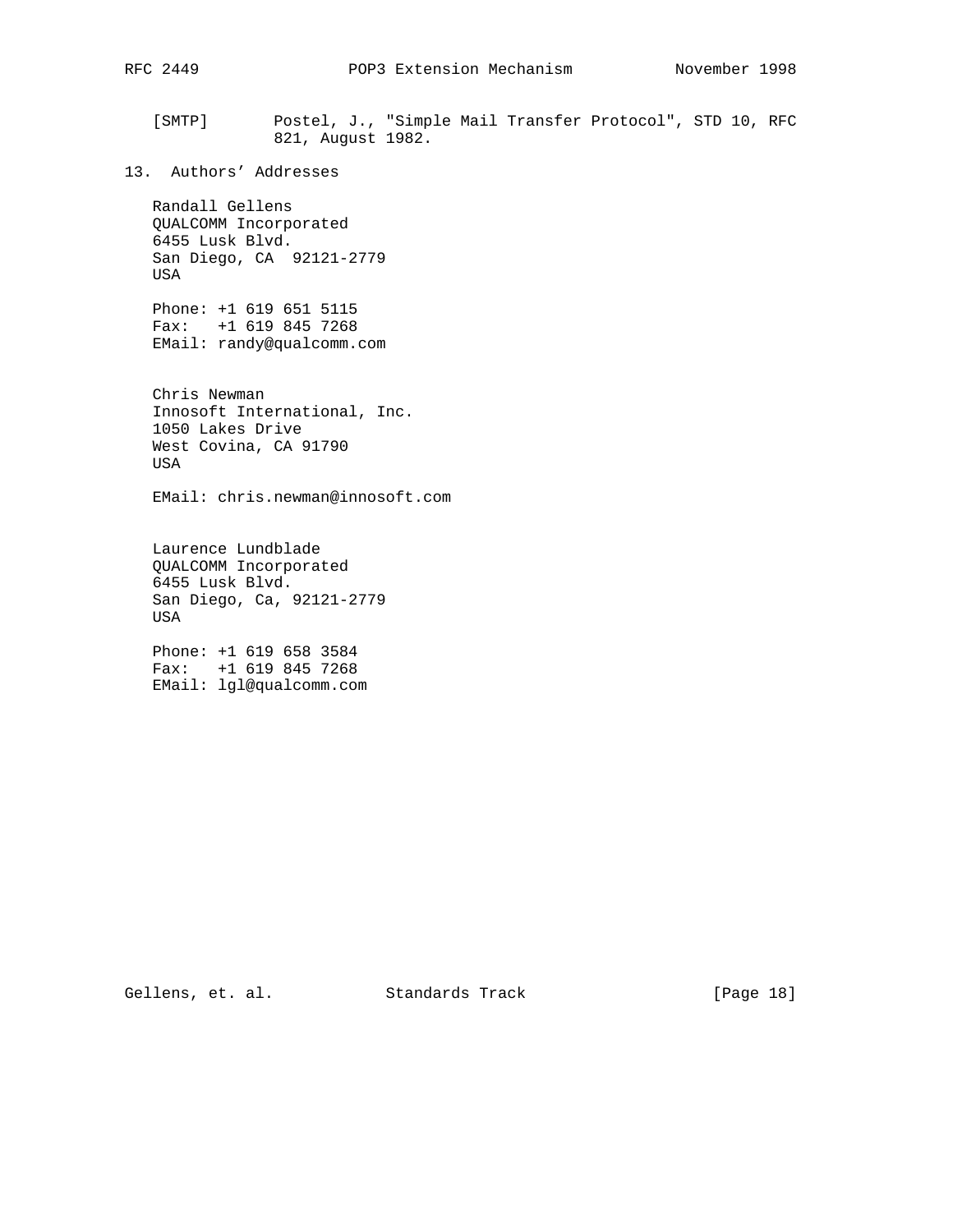[SMTP] Postel, J., "Simple Mail Transfer Protocol", STD 10, RFC 821, August 1982.

## 13. Authors' Addresses

Randall Gellens
QUALCOMM Incorporated
6455 Lusk Blvd.
San Diego, CA  92121-2779
USA

Phone: +1 619 651 5115
Fax:   +1 619 845 7268
EMail: randy@qualcomm.com

Chris Newman
Innosoft International, Inc.
1050 Lakes Drive
West Covina, CA 91790
USA

EMail: chris.newman@innosoft.com

Laurence Lundblade
QUALCOMM Incorporated
6455 Lusk Blvd.
San Diego, Ca, 92121-2779
USA

Phone: +1 619 658 3584
Fax:   +1 619 845 7268
EMail: lgl@qualcomm.com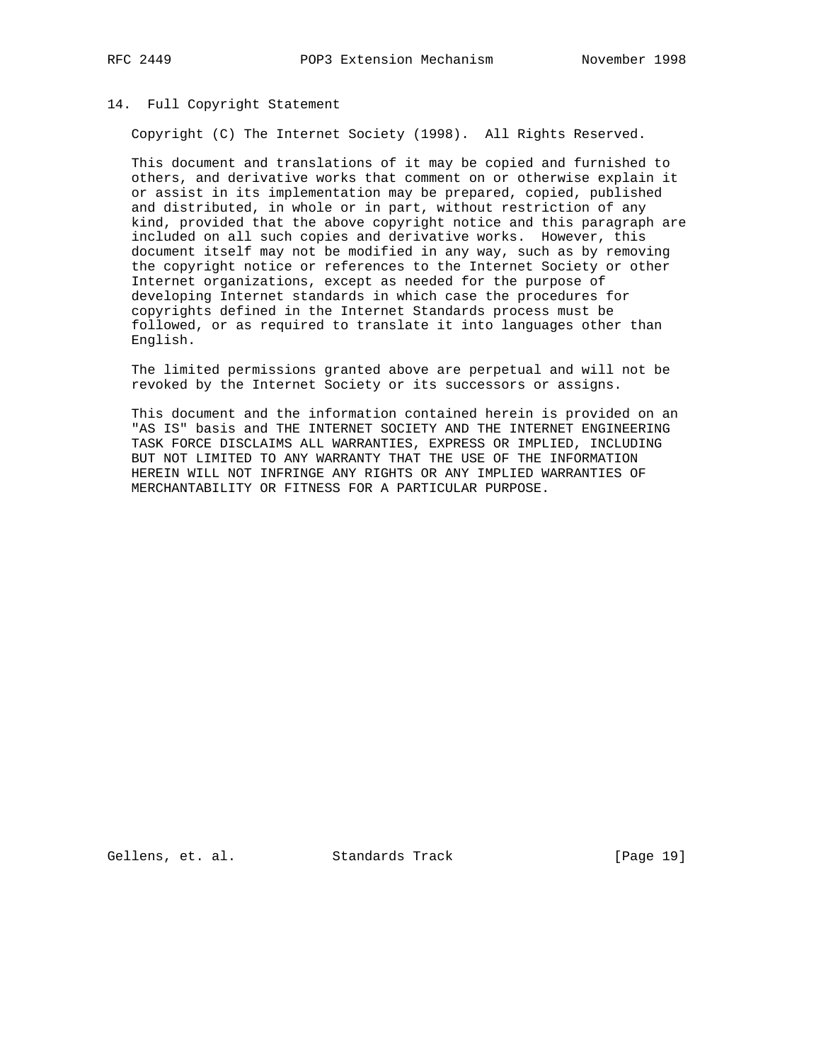## 14. Full Copyright Statement

Copyright (C) The Internet Society (1998). All Rights Reserved.

This document and translations of it may be copied and furnished to others, and derivative works that comment on or otherwise explain it or assist in its implementation may be prepared, copied, published and distributed, in whole or in part, without restriction of any kind, provided that the above copyright notice and this paragraph are included on all such copies and derivative works. However, this document itself may not be modified in any way, such as by removing the copyright notice or references to the Internet Society or other Internet organizations, except as needed for the purpose of developing Internet standards in which case the procedures for copyrights defined in the Internet Standards process must be followed, or as required to translate it into languages other than English.

The limited permissions granted above are perpetual and will not be revoked by the Internet Society or its successors or assigns.

This document and the information contained herein is provided on an "AS IS" basis and THE INTERNET SOCIETY AND THE INTERNET ENGINEERING TASK FORCE DISCLAIMS ALL WARRANTIES, EXPRESS OR IMPLIED, INCLUDING BUT NOT LIMITED TO ANY WARRANTY THAT THE USE OF THE INFORMATION HEREIN WILL NOT INFRINGE ANY RIGHTS OR ANY IMPLIED WARRANTIES OF MERCHANTABILITY OR FITNESS FOR A PARTICULAR PURPOSE.